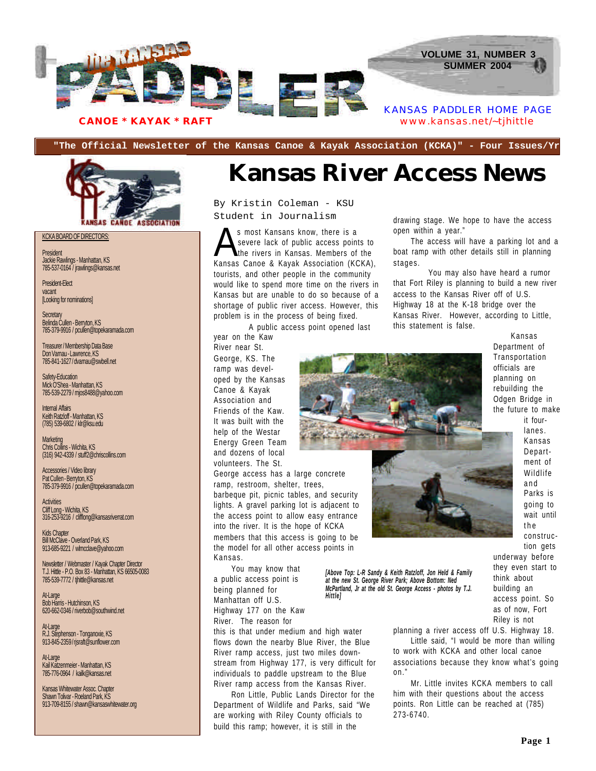# the KANSAS PADDLER

**CANOE * KAYAK * RAFT**

VOLUME 31, NUMBER 3
SUMMER 2004

KANSAS PADDLER HOME PAGE
www.kansas.net/~tjhittle

**"The Official Newsletter of the Kansas Canoe & Kayak Association (KCKA)" - Four Issues/Yr**

KANSAS CANOE ASSOCIATION

KCKA BOARD OF DIRECTORS:

President
Jackie Rawlings - Manhattan, KS
785-537-0164 / jrawlings@kansas.net

President-Elect
vacant
[Looking for nominations]

Secretary
Belinda Cullen - Berryton, KS
785-379-9916 / pcullen@topekaramada.com

Treasurer / Membership Data Base
Don Varnau - Lawrence, KS
785-841-1627 / dvarnau@swbell.net

Safety-Education
Mick O'Shea - Manhattan, KS
785-539-2279 / mjos8488@yahoo.com

Internal Affairs
Keith Ratzloff - Manhattan, KS
(785) 539-6802 / klr@ksu.edu

Marketing
Chris Collins - Wichita, KS
(316) 942-4339 / stuff2@chriscollins.com

Accessories / Video library
Pat Cullen - Berryton, KS
785-379-9916 / pcullen@topekaramada.com

Activities
Cliff Long - Wichita, KS
316-253-9216 / clifflong@kansasriverrat.com

Kids Chapter
Bill McClave - Overland Park, KS
913-685-9221 / wlmcclave@yahoo.com

Newsletter / Webmaster / Kayak Chapter Director
T.J. Hittle - P.O. Box 83 - Manhattan, KS 66505-0083
785-539-7772 / tjhittle@kansas.net

At-Large
Bob Harris - Hutchinson, KS
620-662-0346 / riverbob@southwind.net

At-Large
R.J. Stephenson - Tonganoxie, KS
913-845-2359 / rjsraft@sunflower.com

At-Large
Kail Katzenmeier - Manhattan, KS
785-776-0964 / kailk@kansas.net

Kansas Whitewater Assoc. Chapter
Shawn Tolivar - Roeland Park, KS
913-709-8155 / shawn@kansaswhitewater.org

# Kansas River Access News

By Kristin Coleman - KSU Student in Journalism

As most Kansans know, there is a severe lack of public access points to the rivers in Kansas. Members of the Kansas Canoe & Kayak Association (KCKA), tourists, and other people in the community would like to spend more time on the rivers in Kansas but are unable to do so because of a shortage of public river access. However, this problem is in the process of being fixed.

A public access point opened last year on the Kaw River near St. George, KS. The ramp was developed by the Kansas Canoe & Kayak Association and Friends of the Kaw. It was built with the help of the Westar Energy Green Team and dozens of local volunteers. The St. George access has a large concrete ramp, restroom, shelter, trees, barbeque pit, picnic tables, and security lights. A gravel parking lot is adjacent to the access point to allow easy entrance into the river. It is the hope of KCKA members that this access is going to be the model for all other access points in Kansas.

You may know that a public access point is being planned for Manhattan off U.S. Highway 177 on the Kaw River. The reason for this is that under medium and high water flows down the nearby Blue River, the Blue River ramp access, just two miles downstream from Highway 177, is very difficult for individuals to paddle upstream to the Blue River ramp access from the Kansas River.

Ron Little, Public Lands Director for the Department of Wildlife and Parks, said "We are working with Riley County officials to build this ramp; however, it is still in the drawing stage. We hope to have the access open within a year."

The access will have a parking lot and a boat ramp with other details still in planning stages.

You may also have heard a rumor that Fort Riley is planning to build a new river access to the Kansas River off of U.S. Highway 18 at the K-18 bridge over the Kansas River. However, according to Little, this statement is false.

Kansas Department of Transportation officials are planning on rebuilding the Odgen Bridge in the future to make it four-lanes. Kansas Department of Wildlife and Parks is going to wait until the construction gets underway before they even start to think about building an access point. So as of now, Fort Riley is not planning a river access off U.S. Highway 18.

Little said, "I would be more than willing to work with KCKA and other local canoe associations because they know what's going on."

Mr. Little invites KCKA members to call him with their questions about the access points. Ron Little can be reached at (785) 273-6740.

*[Above Top: L-R Sandy & Keith Ratzloff, Jon Held & Family at the new St. George River Park; Above Bottom: Ned McPartland, Jr at the old St. George Access - photos by T.J. Hittle]*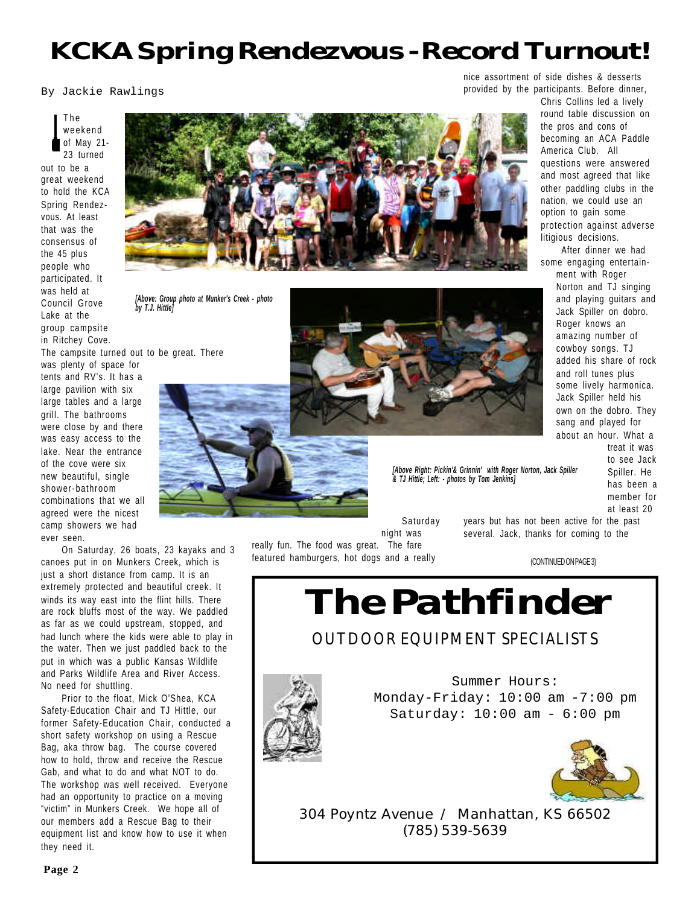# KCKA Spring Rendezvous - Record Turnout!

By Jackie Rawlings

The weekend of May 21-23 turned out to be a great weekend to hold the KCA Spring Rendezvous. At least that was the consensus of the 45 plus people who participated. It was held at Council Grove Lake at the group campsite in Ritchey Cove.

*[Above: Group photo at Munker's Creek - photo by T.J. Hittle]*

The campsite turned out to be great. There was plenty of space for tents and RV's. It has a large pavilion with six large tables and a large grill. The bathrooms were close by and there was easy access to the lake. Near the entrance of the cove were six new beautiful, single shower-bathroom combinations that we all agreed were the nicest camp showers we had ever seen.

On Saturday, 26 boats, 23 kayaks and 3 canoes put in on Munkers Creek, which is just a short distance from camp. It is an extremely protected and beautiful creek. It winds its way east into the flint hills. There are rock bluffs most of the way. We paddled as far as we could upstream, stopped, and had lunch where the kids were able to play in the water. Then we just paddled back to the put in which was a public Kansas Wildlife and Parks Wildlife Area and River Access. No need for shuttling.

Prior to the float, Mick O'Shea, KCA Safety-Education Chair and TJ Hittle, our former Safety-Education Chair, conducted a short safety workshop on using a Rescue Bag, aka throw bag. The course covered how to hold, throw and receive the Rescue Gab, and what to do and what NOT to do. The workshop was well received. Everyone had an opportunity to practice on a moving "victim" in Munkers Creek. We hope all of our members add a Rescue Bag to their equipment list and know how to use it when they need it.

*[Above Right: Pickin'& Grinnin' with Roger Norton, Jack Spiller & TJ Hittle; Left: - photos by Tom Jenkins]*

Saturday night was really fun. The food was great. The fare featured hamburgers, hot dogs and a really nice assortment of side dishes & desserts provided by the participants. Before dinner, Chris Collins led a lively round table discussion on the pros and cons of becoming an ACA Paddle America Club. All questions were answered and most agreed that like other paddling clubs in the nation, we could use an option to gain some protection against adverse litigious decisions.

After dinner we had some engaging entertainment with Roger Norton and TJ singing and playing guitars and Jack Spiller on dobro. Roger knows an amazing number of cowboy songs. TJ added his share of rock and roll tunes plus some lively harmonica. Jack Spiller held his own on the dobro. They sang and played for about an hour. What a treat it was to see Jack Spiller. He has been a member for at least 20 years but has not been active for the past several. Jack, thanks for coming to the

(CONTINUED ON PAGE 3)

---

# The Pathfinder

OUTDOOR EQUIPMENT SPECIALISTS

Summer Hours:
Monday-Friday: 10:00 am -7:00 pm
Saturday: 10:00 am - 6:00 pm

304 Poyntz Avenue / Manhattan, KS 66502
(785) 539-5639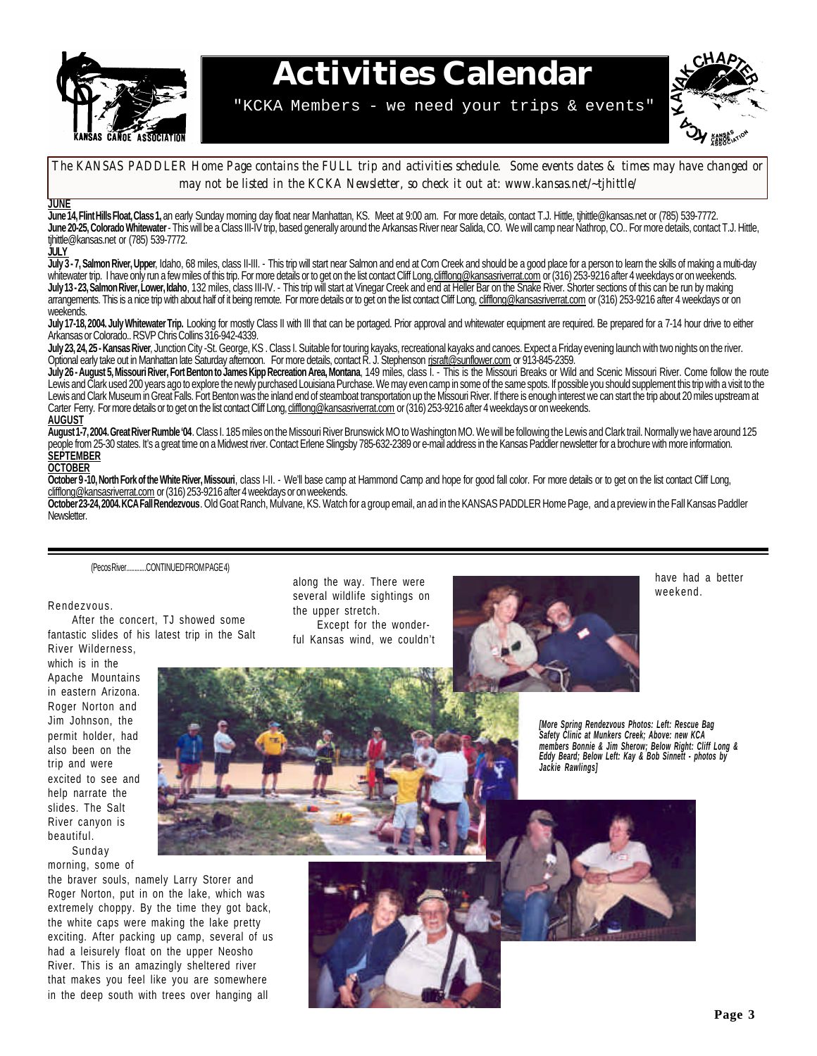# Activities Calendar

"KCKA Members - we need your trips & events"

*The KANSAS PADDLER Home Page contains the FULL trip and activities schedule. Some events dates & times may have changed or may not be listed in the KCKA Newsletter, so check it out at: www.kansas.net/~tjhittle/*

**JUNE**

**June 14, Flint Hills Float, Class 1,** an early Sunday morning day float near Manhattan, KS. Meet at 9:00 am. For more details, contact T.J. Hittle, tjhittle@kansas.net or (785) 539-7772.

**June 20-25, Colorado Whitewater** - This will be a Class III-IV trip, based generally around the Arkansas River near Salida, CO. We will camp near Nathrop, CO.. For more details, contact T.J. Hittle, tjhittle@kansas.net or (785) 539-7772.

**JULY**

**July 3 - 7, Salmon River, Upper**, Idaho, 68 miles, class II-III. - This trip will start near Salmon and end at Corn Creek and should be a good place for a person to learn the skills of making a multi-day whitewater trip. I have only run a few miles of this trip. For more details or to get on the list contact Cliff Long, clifflong@kansasriverrat.com or (316) 253-9216 after 4 weekdays or on weekends.

**July 13 - 23, Salmon River, Lower, Idaho**, 132 miles, class III-IV. - This trip will start at Vinegar Creek and end at Heller Bar on the Snake River. Shorter sections of this can be run by making arrangements. This is a nice trip with about half of it being remote. For more details or to get on the list contact Cliff Long, clifflong@kansasriverrat.com or (316) 253-9216 after 4 weekdays or on weekends.

**July 17-18, 2004. July Whitewater Trip.** Looking for mostly Class II with III that can be portaged. Prior approval and whitewater equipment are required. Be prepared for a 7-14 hour drive to either Arkansas or Colorado.. RSVP Chris Collins 316-942-4339.

**July 23, 24, 25 - Kansas River**, Junction City -St. George, KS . Class I. Suitable for touring kayaks, recreational kayaks and canoes. Expect a Friday evening launch with two nights on the river. Optional early take out in Manhattan late Saturday afternoon. For more details, contact R. J. Stephenson rjsraft@sunflower.com or 913-845-2359.

**July 26 - August 5, Missouri River, Fort Benton to James Kipp Recreation Area, Montana**, 149 miles, class I. - This is the Missouri Breaks or Wild and Scenic Missouri River. Come follow the route Lewis and Clark used 200 years ago to explore the newly purchased Louisiana Purchase. We may even camp in some of the same spots. If possible you should supplement this trip with a visit to the Lewis and Clark Museum in Great Falls. Fort Benton was the inland end of steamboat transportation up the Missouri River. If there is enough interest we can start the trip about 20 miles upstream at Carter Ferry. For more details or to get on the list contact Cliff Long, clifflong@kansasriverrat.com or (316) 253-9216 after 4 weekdays or on weekends.

**AUGUST**

**August 1-7, 2004. Great River Rumble '04**. Class I. 185 miles on the Missouri River Brunswick MO to Washington MO. We will be following the Lewis and Clark trail. Normally we have around 125 people from 25-30 states. It's a great time on a Midwest river. Contact Erlene Slingsby 785-632-2389 or e-mail address in the Kansas Paddler newsletter for a brochure with more information.

**SEPTEMBER**

**OCTOBER**

**October 9 -10, North Fork of the White River, Missouri**, class I-II. - We'll base camp at Hammond Camp and hope for good fall color. For more details or to get on the list contact Cliff Long, clifflong@kansasriverrat.com or (316) 253-9216 after 4 weekdays or on weekends.

**October 23-24, 2004. KCA Fall Rendezvous**. Old Goat Ranch, Mulvane, KS. Watch for a group email, an ad in the KANSAS PADDLER Home Page, and a preview in the Fall Kansas Paddler Newsletter.

---

(Pecos River............CONTINUED FROM PAGE 4)

Rendezvous.

After the concert, TJ showed some fantastic slides of his latest trip in the Salt River Wilderness, which is in the Apache Mountains in eastern Arizona. Roger Norton and Jim Johnson, the permit holder, had also been on the trip and were excited to see and help narrate the slides. The Salt River canyon is beautiful.

Sunday morning, some of the braver souls, namely Larry Storer and Roger Norton, put in on the lake, which was extremely choppy. By the time they got back, the white caps were making the lake pretty exciting. After packing up camp, several of us had a leisurely float on the upper Neosho River. This is an amazingly sheltered river that makes you feel like you are somewhere in the deep south with trees over hanging all along the way. There were several wildlife sightings on the upper stretch.

Except for the wonderful Kansas wind, we couldn't have had a better weekend.

*[More Spring Rendezvous Photos: Left: Rescue Bag Safety Clinic at Munkers Creek; Above: new KCA members Bonnie & Jim Sherow; Below Right: Cliff Long & Eddy Beard; Below Left: Kay & Bob Sinnett - photos by Jackie Rawlings]*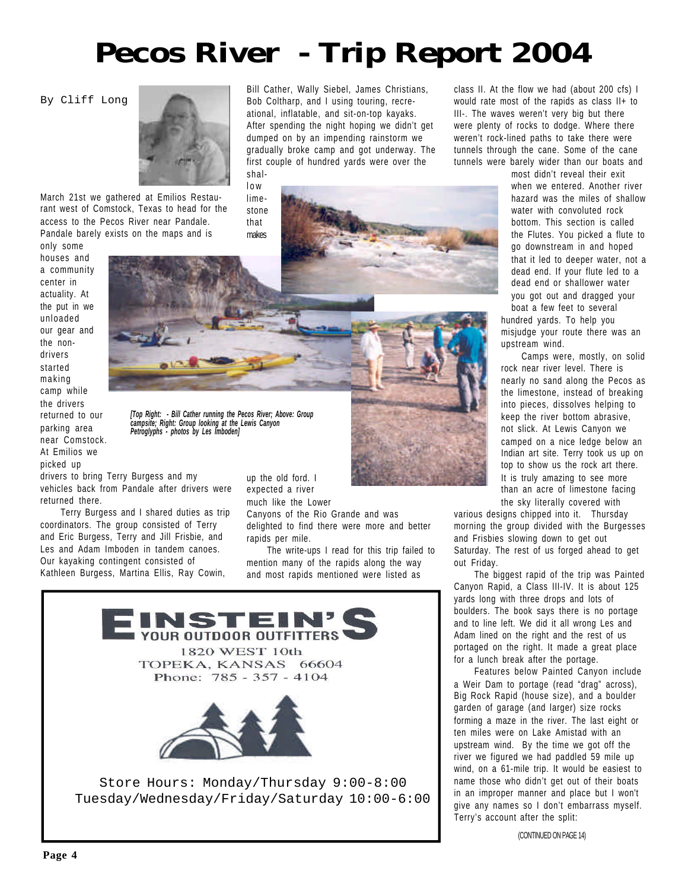# Pecos River - Trip Report 2004

By Cliff Long

March 21st we gathered at Emilios Restaurant west of Comstock, Texas to head for the access to the Pecos River near Pandale. Pandale barely exists on the maps and is only some houses and a community center in actuality. At the put in we unloaded our gear and the non-drivers started making camp while the drivers returned to our parking area near Comstock. At Emilios we picked up drivers to bring Terry Burgess and my vehicles back from Pandale after drivers were returned there.

Terry Burgess and I shared duties as trip coordinators. The group consisted of Terry and Eric Burgess, Terry and Jill Frisbie, and Les and Adam Imboden in tandem canoes. Our kayaking contingent consisted of Kathleen Burgess, Martina Ellis, Ray Cowin, Bill Cather, Wally Siebel, James Christians, Bob Coltharp, and I using touring, recreational, inflatable, and sit-on-top kayaks. After spending the night hoping we didn't get dumped on by an impending rainstorm we gradually broke camp and got underway. The first couple of hundred yards were over the shallow limestone that makes up the old ford. I expected a river much like the Lower Canyons of the Rio Grande and was delighted to find there were more and better rapids per mile.

*[Top Right: - Bill Cather running the Pecos River; Above: Group campsite; Right: Group looking at the Lewis Canyon Petroglyphs - photos by Les Imboden]*

The write-ups I read for this trip failed to mention many of the rapids along the way and most rapids mentioned were listed as class II. At the flow we had (about 200 cfs) I would rate most of the rapids as class II+ to III-. The waves weren't very big but there were plenty of rocks to dodge. Where there weren't rock-lined paths to take there were tunnels through the cane. Some of the cane tunnels were barely wider than our boats and most didn't reveal their exit when we entered. Another river hazard was the miles of shallow water with convoluted rock bottom. This section is called the Flutes. You picked a flute to go downstream in and hoped that it led to deeper water, not a dead end. If your flute led to a dead end or shallower water you got out and dragged your boat a few feet to several hundred yards. To help you misjudge your route there was an upstream wind.

Camps were, mostly, on solid rock near river level. There is nearly no sand along the Pecos as the limestone, instead of breaking into pieces, dissolves helping to keep the river bottom abrasive, not slick. At Lewis Canyon we camped on a nice ledge below an Indian art site. Terry took us up on top to show us the rock art there. It is truly amazing to see more than an acre of limestone facing the sky literally covered with various designs chipped into it. Thursday morning the group divided with the Burgesses and Frisbies slowing down to get out Saturday. The rest of us forged ahead to get out Friday.

The biggest rapid of the trip was Painted Canyon Rapid, a Class III-IV. It is about 125 yards long with three drops and lots of boulders. The book says there is no portage and to line left. We did it all wrong Les and Adam lined on the right and the rest of us portaged on the right. It made a great place for a lunch break after the portage.

Features below Painted Canyon include a Weir Dam to portage (read "drag" across), Big Rock Rapid (house size), and a boulder garden of garage (and larger) size rocks forming a maze in the river. The last eight or ten miles were on Lake Amistad with an upstream wind. By the time we got off the river we figured we had paddled 59 mile up wind, on a 61-mile trip. It would be easiest to name those who didn't get out of their boats in an improper manner and place but I won't give any names so I don't embarrass myself. Terry's account after the split:

(CONTINUED ON PAGE 14)

---

**EINSTEIN'S**
**YOUR OUTDOOR OUTFITTERS**
1820 WEST 10th
TOPEKA, KANSAS 66604
Phone: 785 - 357 - 4104

Store Hours: Monday/Thursday 9:00-8:00
Tuesday/Wednesday/Friday/Saturday 10:00-6:00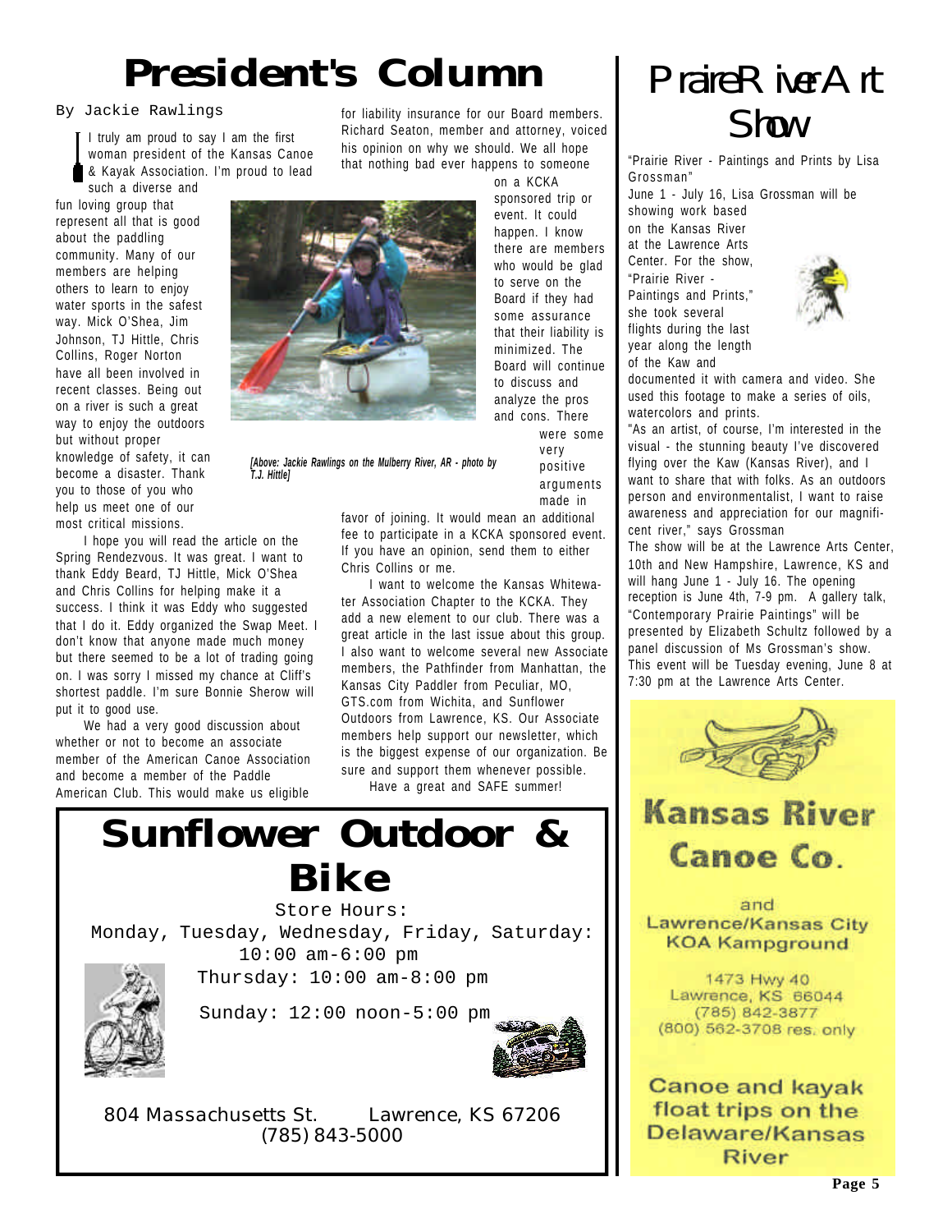# President's Column

By Jackie Rawlings

I truly am proud to say I am the first woman president of the Kansas Canoe & Kayak Association. I'm proud to lead such a diverse and fun loving group that represent all that is good about the paddling community. Many of our members are helping others to learn to enjoy water sports in the safest way. Mick O'Shea, Jim Johnson, TJ Hittle, Chris Collins, Roger Norton have all been involved in recent classes. Being out on a river is such a great way to enjoy the outdoors but without proper knowledge of safety, it can become a disaster. Thank you to those of you who help us meet one of our most critical missions.

I hope you will read the article on the Spring Rendezvous. It was great. I want to thank Eddy Beard, TJ Hittle, Mick O'Shea and Chris Collins for helping make it a success. I think it was Eddy who suggested that I do it. Eddy organized the Swap Meet. I don't know that anyone made much money but there seemed to be a lot of trading going on. I was sorry I missed my chance at Cliff's shortest paddle. I'm sure Bonnie Sherow will put it to good use.

We had a very good discussion about whether or not to become an associate member of the American Canoe Association and become a member of the Paddle American Club. This would make us eligible for liability insurance for our Board members. Richard Seaton, member and attorney, voiced his opinion on why we should. We all hope that nothing bad ever happens to someone on a KCKA sponsored trip or event. It could happen. I know there are members who would be glad to serve on the Board if they had some assurance that their liability is minimized. The Board will continue to discuss and analyze the pros and cons. There were some very positive arguments made in favor of joining. It would mean an additional fee to participate in a KCKA sponsored event. If you have an opinion, send them to either Chris Collins or me.

*[Above: Jackie Rawlings on the Mulberry River, AR - photo by T.J. Hittle]*

I want to welcome the Kansas Whitewater Association Chapter to the KCKA. They add a new element to our club. There was a great article in the last issue about this group. I also want to welcome several new Associate members, the Pathfinder from Manhattan, the Kansas City Paddler from Peculiar, MO, GTS.com from Wichita, and Sunflower Outdoors from Lawrence, KS. Our Associate members help support our newsletter, which is the biggest expense of our organization. Be sure and support them whenever possible.

Have a great and SAFE summer!

# Sunflower Outdoor & Bike

Store Hours:

Monday, Tuesday, Wednesday, Friday, Saturday: 10:00 am-6:00 pm

Thursday: 10:00 am-8:00 pm

Sunday: 12:00 noon-5:00 pm

804 Massachusetts St. Lawrence, KS 67206
(785) 843-5000

# Prairie River Art Show

"Prairie River - Paintings and Prints by Lisa Grossman"

June 1 - July 16, Lisa Grossman will be showing work based on the Kansas River at the Lawrence Arts Center. For the show, "Prairie River - Paintings and Prints," she took several flights during the last year along the length of the Kaw and documented it with camera and video. She used this footage to make a series of oils, watercolors and prints.

"As an artist, of course, I'm interested in the visual - the stunning beauty I've discovered flying over the Kaw (Kansas River), and I want to share that with folks. As an outdoors person and environmentalist, I want to raise awareness and appreciation for our magnificent river," says Grossman

The show will be at the Lawrence Arts Center, 10th and New Hampshire, Lawrence, KS and will hang June 1 - July 16. The opening reception is June 4th, 7-9 pm. A gallery talk, "Contemporary Prairie Paintings" will be presented by Elizabeth Schultz followed by a panel discussion of Ms Grossman's show. This event will be Tuesday evening, June 8 at 7:30 pm at the Lawrence Arts Center.

## Kansas River Canoe Co.

and
Lawrence/Kansas City KOA Kampground

1473 Hwy 40
Lawrence, KS 66044
(785) 842-3877
(800) 562-3708 res. only

**Canoe and kayak float trips on the Delaware/Kansas River**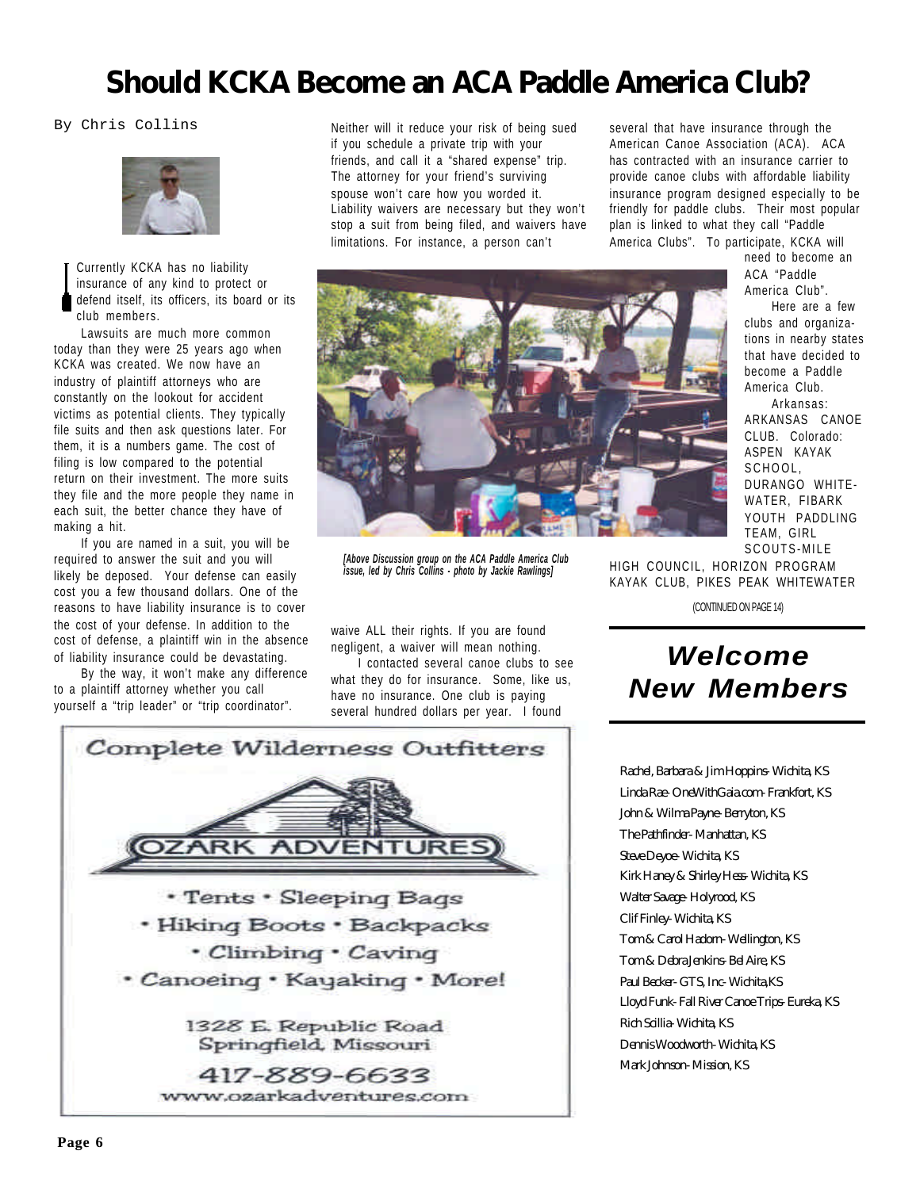# Should KCKA Become an ACA Paddle America Club?

By Chris Collins

Currently KCKA has no liability insurance of any kind to protect or defend itself, its officers, its board or its club members.

Lawsuits are much more common today than they were 25 years ago when KCKA was created. We now have an industry of plaintiff attorneys who are constantly on the lookout for accident victims as potential clients. They typically file suits and then ask questions later. For them, it is a numbers game. The cost of filing is low compared to the potential return on their investment. The more suits they file and the more people they name in each suit, the better chance they have of making a hit.

If you are named in a suit, you will be required to answer the suit and you will likely be deposed. Your defense can easily cost you a few thousand dollars. One of the reasons to have liability insurance is to cover the cost of your defense. In addition to the cost of defense, a plaintiff win in the absence of liability insurance could be devastating.

By the way, it won't make any difference to a plaintiff attorney whether you call yourself a "trip leader" or "trip coordinator". Neither will it reduce your risk of being sued if you schedule a private trip with your friends, and call it a "shared expense" trip. The attorney for your friend's surviving spouse won't care how you worded it. Liability waivers are necessary but they won't stop a suit from being filed, and waivers have limitations. For instance, a person can't waive ALL their rights. If you are found negligent, a waiver will mean nothing.

I contacted several canoe clubs to see what they do for insurance. Some, like us, have no insurance. One club is paying several hundred dollars per year. I found several that have insurance through the American Canoe Association (ACA). ACA has contracted with an insurance carrier to provide canoe clubs with affordable liability insurance program designed especially to be friendly for paddle clubs. Their most popular plan is linked to what they call "Paddle America Clubs". To participate, KCKA will need to become an ACA "Paddle America Club".

Here are a few clubs and organizations in nearby states that have decided to become a Paddle America Club.

Arkansas: ARKANSAS CANOE CLUB. Colorado: ASPEN KAYAK SCHOOL, DURANGO WHITEWATER, FIBARK YOUTH PADDLING TEAM, GIRL SCOUTS-MILE HIGH COUNCIL, HORIZON PROGRAM KAYAK CLUB, PIKES PEAK WHITEWATER

(CONTINUED ON PAGE 14)

*[Above Discussion group on the ACA Paddle America Club issue, led by Chris Collins - photo by Jackie Rawlings]*

Complete Wilderness Outfitters

OZARK ADVENTURES

- Tents
- Sleeping Bags
- Hiking Boots
- Backpacks
- Climbing
- Caving
- Canoeing
- Kayaking
- More!

1328 E. Republic Road
Springfield, Missouri

417-889-6633
www.ozarkadventures.com

## *Welcome New Members*

Rachel, Barbara & Jim Hoppins- Wichita, KS
Linda Rae- OneWithGaia.com- Frankfort, KS
John & Wilma Payne- Berryton, KS
The Pathfinder- Manhattan, KS
Steve Deyoe- Wichita, KS
Kirk Haney & Shirley Hess- Wichita, KS
Walter Savage- Holyrood, KS
Clif Finley- Wichita, KS
Tom & Carol Hadorn- Wellington, KS
Tom & Debra Jenkins- Bel Aire, KS
Paul Becker- GTS, Inc- Wichita,KS
Lloyd Funk- Fall River Canoe Trips- Eureka, KS
Rich Scillia- Wichita, KS
Dennis Woodworth- Wichita, KS
Mark Johnson- Mission, KS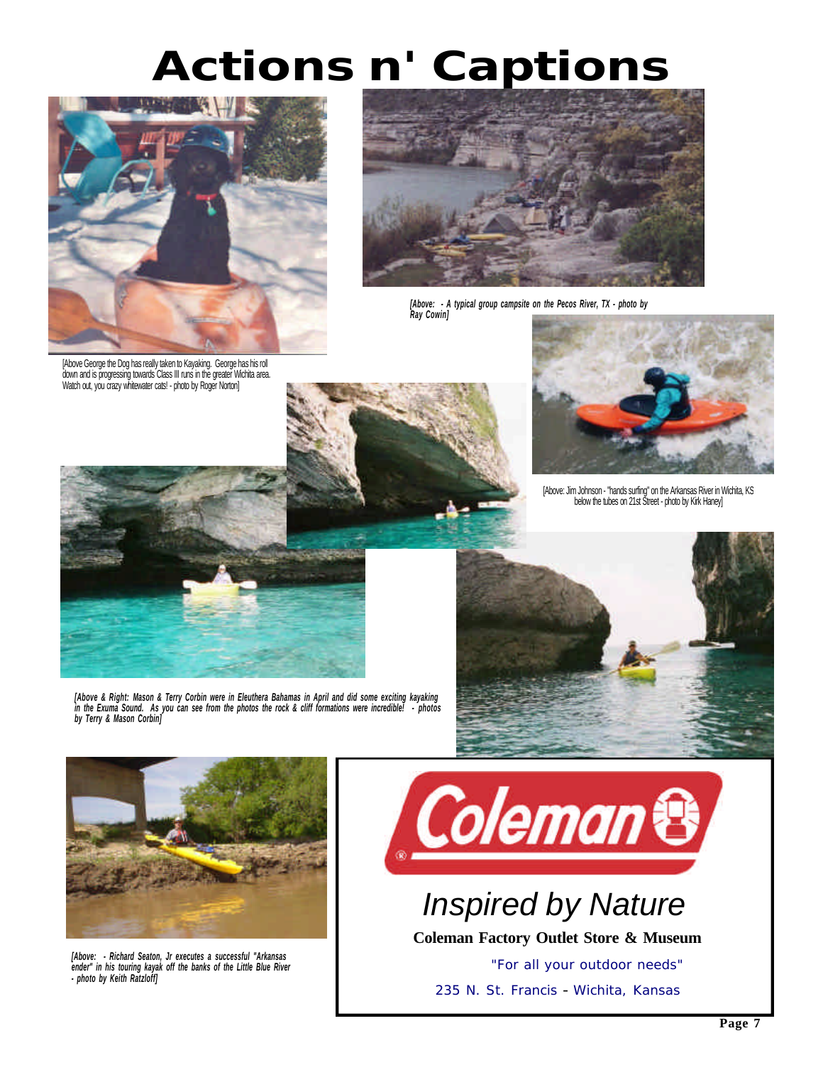# Actions n' Captions

[Above George the Dog has really taken to Kayaking. George has his roll down and is progressing towards Class III runs in the greater Wichita area. Watch out, you crazy whitewater cats! - photo by Roger Norton]

*[Above: - A typical group campsite on the Pecos River, TX - photo by Ray Cowin]*

[Above: Jim Johnson - "hands surfing" on the Arkansas River in Wichita, KS below the tubes on 21st Street - photo by Kirk Haney]

*[Above & Right: Mason & Terry Corbin were in Eleuthera Bahamas in April and did some exciting kayaking in the Exuma Sound. As you can see from the photos the rock & cliff formations were incredible! - photos by Terry & Mason Corbin]*

*[Above: - Richard Seaton, Jr executes a successful "Arkansas ender" in his touring kayak off the banks of the Little Blue River - photo by Keith Ratzloff]*

**Coleman**

*Inspired by Nature*

**Coleman Factory Outlet Store & Museum**

"For all your outdoor needs"

235 N. St. Francis - Wichita, Kansas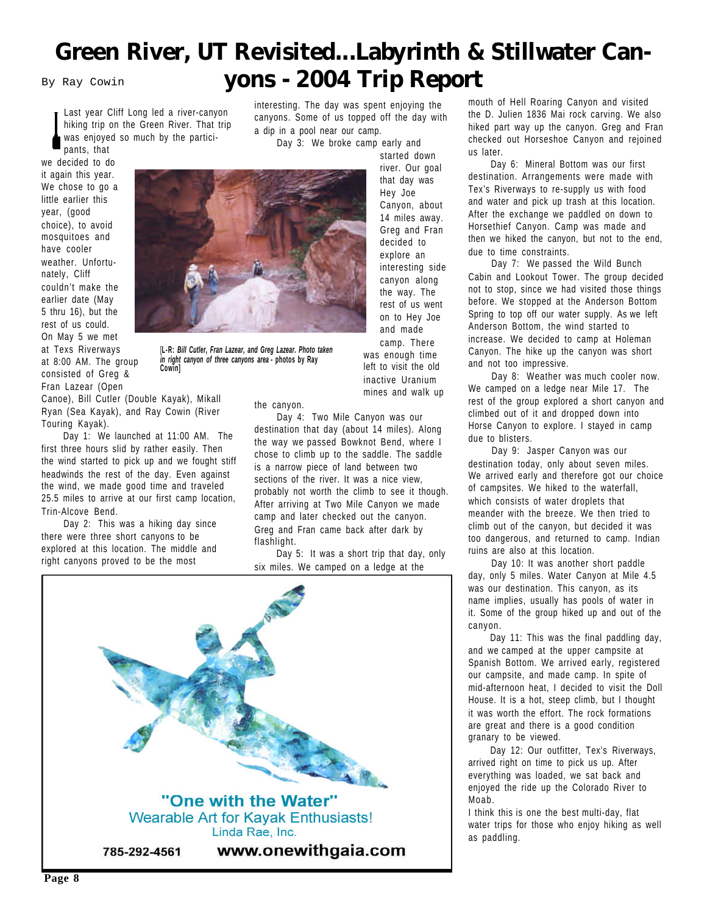# Green River, UT Revisited...Labyrinth & Stillwater Canyons - 2004 Trip Report

By Ray Cowin

Last year Cliff Long led a river-canyon hiking trip on the Green River. That trip was enjoyed so much by the participants, that we decided to do it again this year. We chose to go a little earlier this year, (good choice), to avoid mosquitoes and have cooler weather. Unfortunately, Cliff couldn't make the earlier date (May 5 thru 16), but the rest of us could. On May 5 we met at Texs Riverways at 8:00 AM. The group consisted of Greg & Fran Lazear (Open Canoe), Bill Cutler (Double Kayak), Mikall Ryan (Sea Kayak), and Ray Cowin (River Touring Kayak).

[**L-R:** *Bill Cutler, Fran Lazear, and Greg Lazear. Photo taken in right canyon of three canyons area* **- photos by Ray Cowin**]

Day 1: We launched at 11:00 AM. The first three hours slid by rather easily. Then the wind started to pick up and we fought stiff headwinds the rest of the day. Even against the wind, we made good time and traveled 25.5 miles to arrive at our first camp location, Trin-Alcove Bend.

Day 2: This was a hiking day since there were three short canyons to be explored at this location. The middle and right canyons proved to be the most interesting. The day was spent enjoying the canyons. Some of us topped off the day with a dip in a pool near our camp.

Day 3: We broke camp early and started down river. Our goal that day was Hey Joe Canyon, about 14 miles away. Greg and Fran decided to explore an interesting side canyon along the way. The rest of us went on to Hey Joe and made camp. There was enough time left to visit the old inactive Uranium mines and walk up the canyon.

Day 4: Two Mile Canyon was our destination that day (about 14 miles). Along the way we passed Bowknot Bend, where I chose to climb up to the saddle. The saddle is a narrow piece of land between two sections of the river. It was a nice view, probably not worth the climb to see it though. After arriving at Two Mile Canyon we made camp and later checked out the canyon. Greg and Fran came back after dark by flashlight.

Day 5: It was a short trip that day, only six miles. We camped on a ledge at the mouth of Hell Roaring Canyon and visited the D. Julien 1836 Mai rock carving. We also hiked part way up the canyon. Greg and Fran checked out Horseshoe Canyon and rejoined us later.

Day 6: Mineral Bottom was our first destination. Arrangements were made with Tex's Riverways to re-supply us with food and water and pick up trash at this location. After the exchange we paddled on down to Horsethief Canyon. Camp was made and then we hiked the canyon, but not to the end, due to time constraints.

Day 7: We passed the Wild Bunch Cabin and Lookout Tower. The group decided not to stop, since we had visited those things before. We stopped at the Anderson Bottom Spring to top off our water supply. As we left Anderson Bottom, the wind started to increase. We decided to camp at Holeman Canyon. The hike up the canyon was short and not too impressive.

Day 8: Weather was much cooler now. We camped on a ledge near Mile 17. The rest of the group explored a short canyon and climbed out of it and dropped down into Horse Canyon to explore. I stayed in camp due to blisters.

Day 9: Jasper Canyon was our destination today, only about seven miles. We arrived early and therefore got our choice of campsites. We hiked to the waterfall, which consists of water droplets that meander with the breeze. We then tried to climb out of the canyon, but decided it was too dangerous, and returned to camp. Indian ruins are also at this location.

Day 10: It was another short paddle day, only 5 miles. Water Canyon at Mile 4.5 was our destination. This canyon, as its name implies, usually has pools of water in it. Some of the group hiked up and out of the canyon.

Day 11: This was the final paddling day, and we camped at the upper campsite at Spanish Bottom. We arrived early, registered our campsite, and made camp. In spite of mid-afternoon heat, I decided to visit the Doll House. It is a hot, steep climb, but I thought it was worth the effort. The rock formations are great and there is a good condition granary to be viewed.

Day 12: Our outfitter, Tex's Riverways, arrived right on time to pick us up. After everything was loaded, we sat back and enjoyed the ride up the Colorado River to Moab.

I think this is one the best multi-day, flat water trips for those who enjoy hiking as well as paddling.

"One with the Water"
Wearable Art for Kayak Enthusiasts!
Linda Rae, Inc.
785-292-4561 www.onewithgaia.com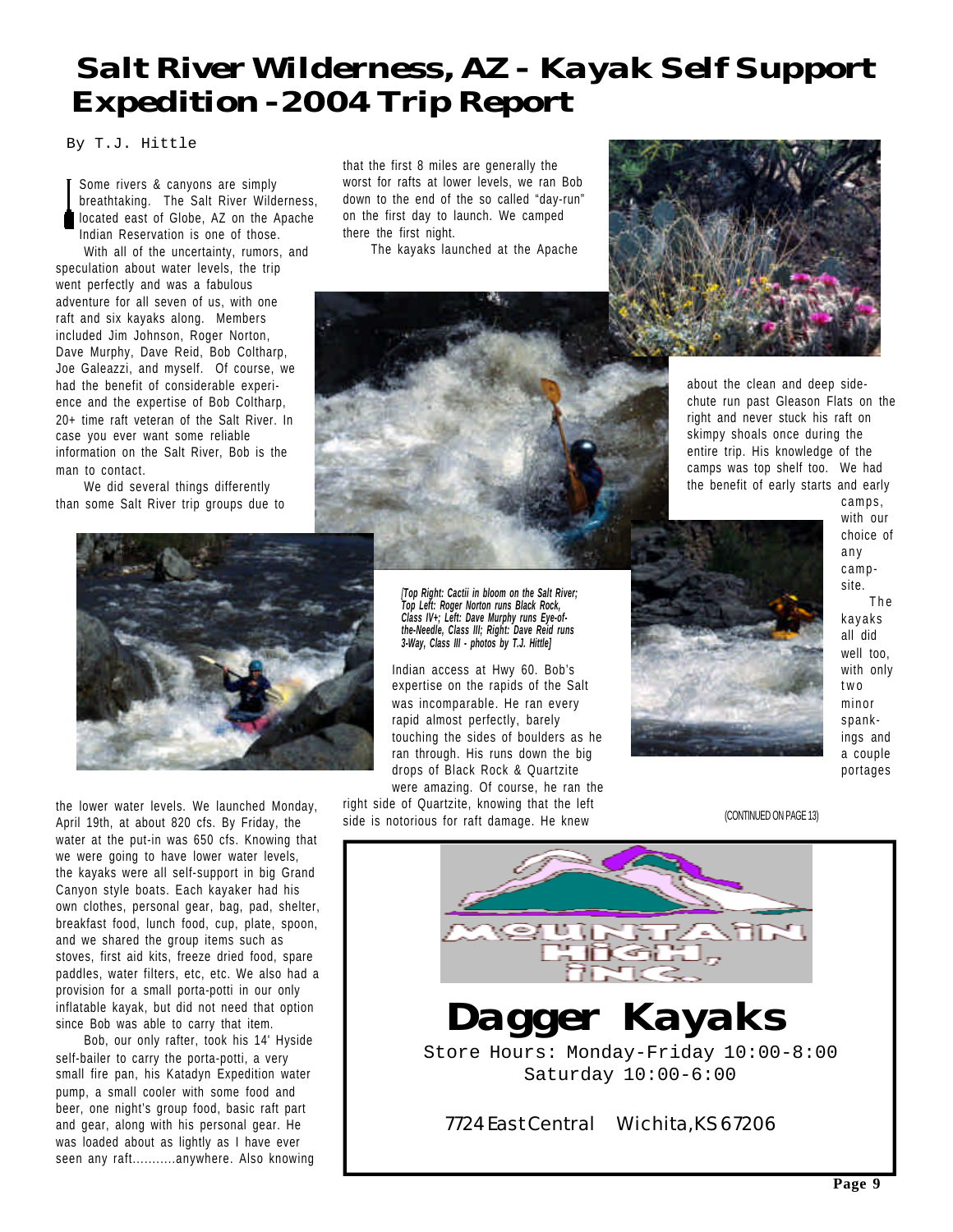# Salt River Wilderness, AZ - Kayak Self Support Expedition - 2004 Trip Report

By T.J. Hittle

Some rivers & canyons are simply breathtaking. The Salt River Wilderness, located east of Globe, AZ on the Apache Indian Reservation is one of those.

With all of the uncertainty, rumors, and speculation about water levels, the trip went perfectly and was a fabulous adventure for all seven of us, with one raft and six kayaks along. Members included Jim Johnson, Roger Norton, Dave Murphy, Dave Reid, Bob Coltharp, Joe Galeazzi, and myself. Of course, we had the benefit of considerable experience and the expertise of Bob Coltharp, 20+ time raft veteran of the Salt River. In case you ever want some reliable information on the Salt River, Bob is the man to contact.

We did several things differently than some Salt River trip groups due to the lower water levels. We launched Monday, April 19th, at about 820 cfs. By Friday, the water at the put-in was 650 cfs. Knowing that we were going to have lower water levels, the kayaks were all self-support in big Grand Canyon style boats. Each kayaker had his own clothes, personal gear, bag, pad, shelter, breakfast food, lunch food, cup, plate, spoon, and we shared the group items such as stoves, first aid kits, freeze dried food, spare paddles, water filters, etc, etc. We also had a provision for a small porta-potti in our only inflatable kayak, but did not need that option since Bob was able to carry that item.

Bob, our only rafter, took his 14' Hyside self-bailer to carry the porta-potti, a very small fire pan, his Katadyn Expedition water pump, a small cooler with some food and beer, one night's group food, basic raft part and gear, along with his personal gear. He was loaded about as lightly as I have ever seen any raft...........anywhere. Also knowing that the first 8 miles are generally the worst for rafts at lower levels, we ran Bob down to the end of the so called "day-run" on the first day to launch. We camped there the first night.

The kayaks launched at the Apache Indian access at Hwy 60. Bob's expertise on the rapids of the Salt was incomparable. He ran every rapid almost perfectly, barely touching the sides of boulders as he ran through. His runs down the big drops of Black Rock & Quartzite were amazing. Of course, he ran the right side of Quartzite, knowing that the left side is notorious for raft damage. He knew about the clean and deep side-chute run past Gleason Flats on the right and never stuck his raft on skimpy shoals once during the entire trip. His knowledge of the camps was top shelf too. We had the benefit of early starts and early camps, with our choice of any campsite.

The kayaks all did well too, with only two minor spankings and a couple portages

*[Top Right: Cactii in bloom on the Salt River; Top Left: Roger Norton runs Black Rock, Class IV+; Left: Dave Murphy runs Eye-of-the-Needle, Class III; Right: Dave Reid runs 3-Way, Class III - photos by T.J. Hittle]*

(CONTINUED ON PAGE 13)

MOUNTAIN HIGH, INC.

**Dagger Kayaks**

Store Hours: Monday-Friday 10:00-8:00
Saturday 10:00-6:00

7724 East Central Wichita, KS 67206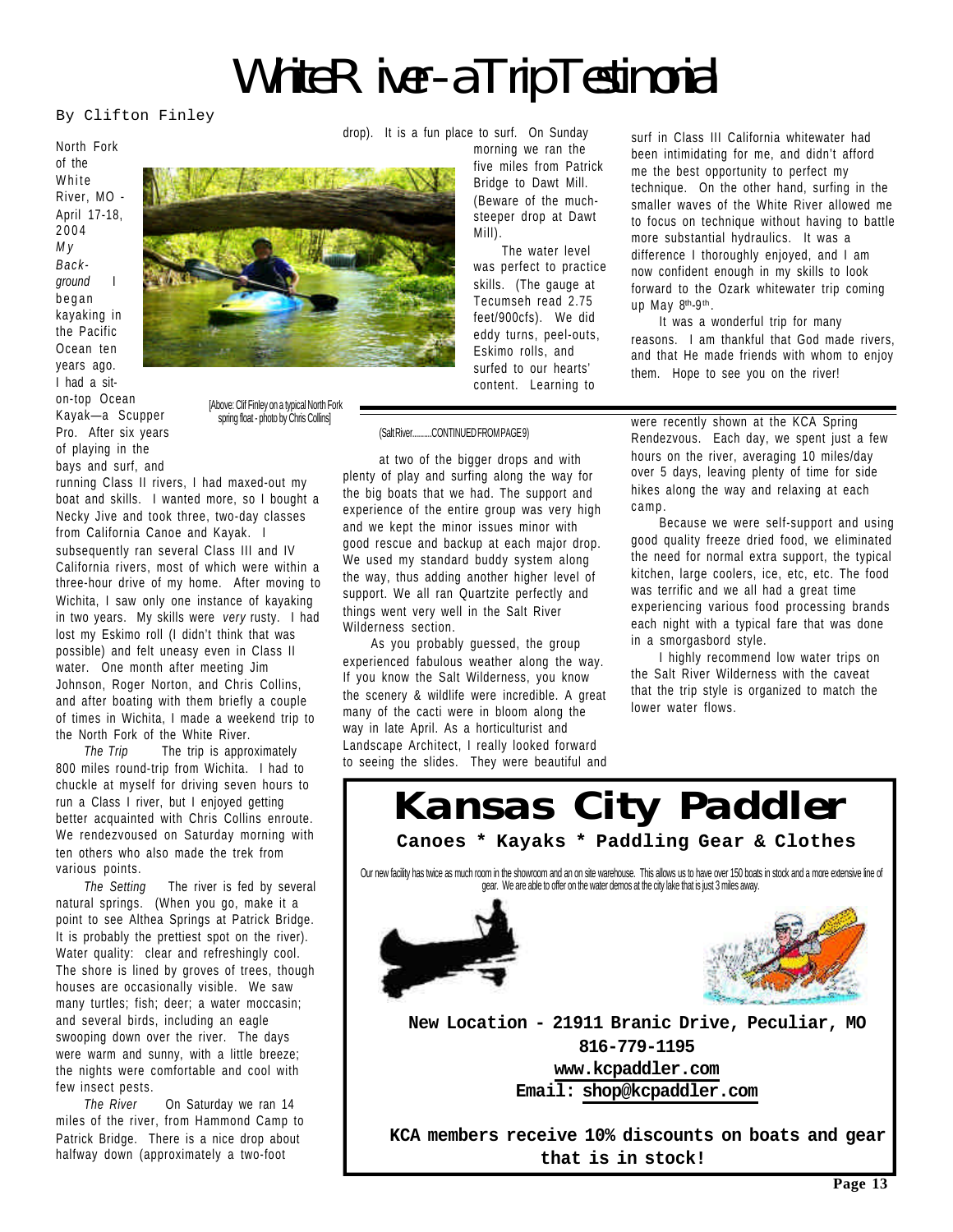# White River - a Trip Testimonial

By Clifton Finley

North Fork of the White River, MO - April 17-18, 2004

*My Background* I began kayaking in the Pacific Ocean ten years ago. I had a sit-on-top Ocean Kayak—a Scupper Pro. After six years of playing in the bays and surf, and running Class II rivers, I had maxed-out my boat and skills. I wanted more, so I bought a Necky Jive and took three, two-day classes from California Canoe and Kayak. I subsequently ran several Class III and IV California rivers, most of which were within a three-hour drive of my home. After moving to Wichita, I saw only one instance of kayaking in two years. My skills were *very* rusty. I had lost my Eskimo roll (I didn't think that was possible) and felt uneasy even in Class II water. One month after meeting Jim Johnson, Roger Norton, and Chris Collins, and after boating with them briefly a couple of times in Wichita, I made a weekend trip to the North Fork of the White River.

[Above: Clif Finley on a typical North Fork spring float - photo by Chris Collins]

*The Trip* The trip is approximately 800 miles round-trip from Wichita. I had to chuckle at myself for driving seven hours to run a Class I river, but I enjoyed getting better acquainted with Chris Collins enroute. We rendezvoused on Saturday morning with ten others who also made the trek from various points.

*The Setting* The river is fed by several natural springs. (When you go, make it a point to see Althea Springs at Patrick Bridge. It is probably the prettiest spot on the river). Water quality: clear and refreshingly cool. The shore is lined by groves of trees, though houses are occasionally visible. We saw many turtles; fish; deer; a water moccasin; and several birds, including an eagle swooping down over the river. The days were warm and sunny, with a little breeze; the nights were comfortable and cool with few insect pests.

*The River* On Saturday we ran 14 miles of the river, from Hammond Camp to Patrick Bridge. There is a nice drop about halfway down (approximately a two-foot drop). It is a fun place to surf. On Sunday morning we ran the five miles from Patrick Bridge to Dawt Mill. (Beware of the much-steeper drop at Dawt Mill).

The water level was perfect to practice skills. (The gauge at Tecumseh read 2.75 feet/900cfs). We did eddy turns, peel-outs, Eskimo rolls, and surfed to our hearts' content. Learning to surf in Class III California whitewater had been intimidating for me, and didn't afford me the best opportunity to perfect my technique. On the other hand, surfing in the smaller waves of the White River allowed me to focus on technique without having to battle more substantial hydraulics. It was a difference I thoroughly enjoyed, and I am now confident enough in my skills to look forward to the Ozark whitewater trip coming up May 8th-9th.

It was a wonderful trip for many reasons. I am thankful that God made rivers, and that He made friends with whom to enjoy them. Hope to see you on the river!

---

(Salt River..........CONTINUED FROM PAGE 9)

at two of the bigger drops and with plenty of play and surfing along the way for the big boats that we had. The support and experience of the entire group was very high and we kept the minor issues minor with good rescue and backup at each major drop. We used my standard buddy system along the way, thus adding another higher level of support. We all ran Quartzite perfectly and things went very well in the Salt River Wilderness section.

As you probably guessed, the group experienced fabulous weather along the way. If you know the Salt Wilderness, you know the scenery & wildlife were incredible. A great many of the cacti were in bloom along the way in late April. As a horticulturist and Landscape Architect, I really looked forward to seeing the slides. They were beautiful and were recently shown at the KCA Spring Rendezvous. Each day, we spent just a few hours on the river, averaging 10 miles/day over 5 days, leaving plenty of time for side hikes along the way and relaxing at each camp.

Because we were self-support and using good quality freeze dried food, we eliminated the need for normal extra support, the typical kitchen, large coolers, ice, etc, etc. The food was terrific and we all had a great time experiencing various food processing brands each night with a typical fare that was done in a smorgasbord style.

I highly recommend low water trips on the Salt River Wilderness with the caveat that the trip style is organized to match the lower water flows.

---

# Kansas City Paddler

**Canoes * Kayaks * Paddling Gear & Clothes**

Our new facility has twice as much room in the showroom and an on site warehouse. This allows us to have over 150 boats in stock and a more extensive line of gear. We are able to offer on the water demos at the city lake that is just 3 miles away.

**New Location - 21911 Branic Drive, Peculiar, MO**

**816-779-1195**

**www.kcpaddler.com**

**Email: shop@kcpaddler.com**

**KCA members receive 10% discounts on boats and gear that is in stock!**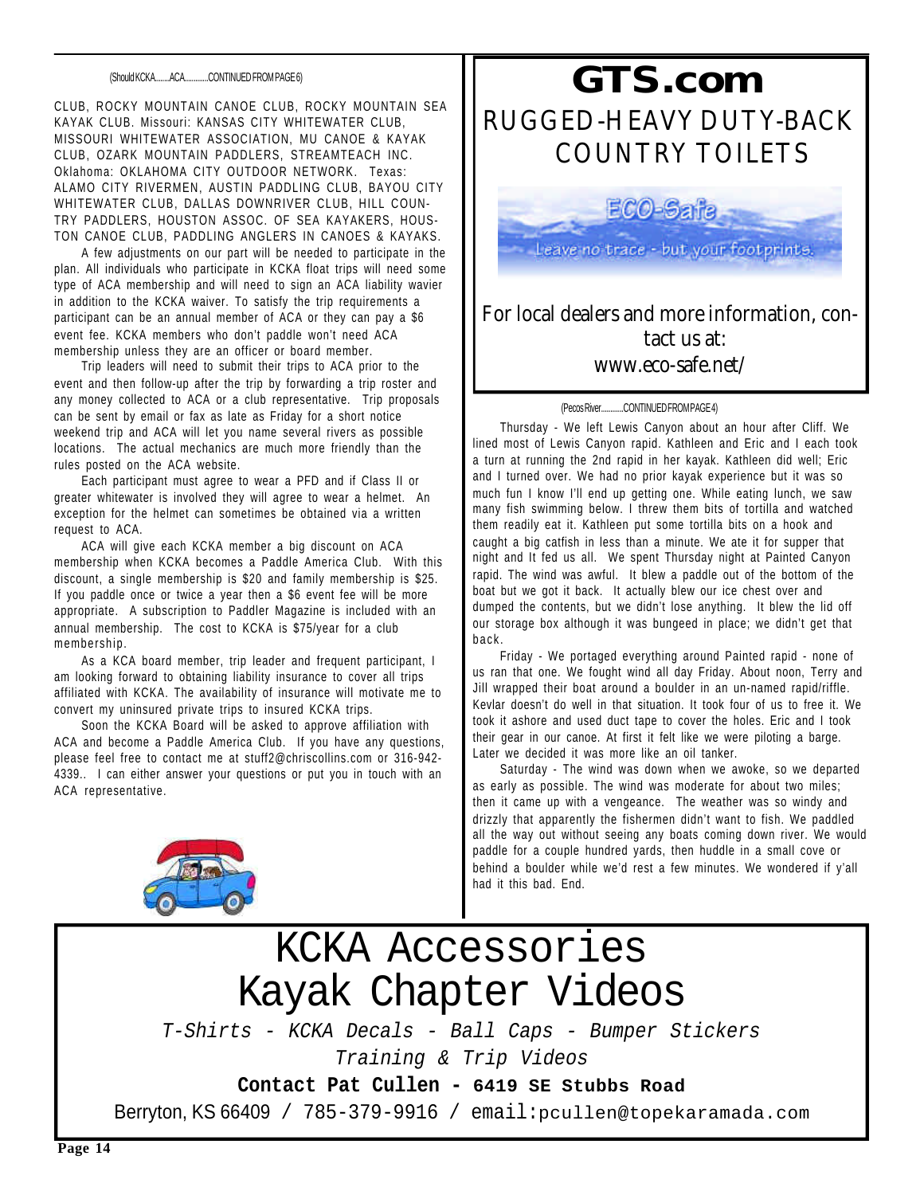(Should KCKA........ACA............CONTINUED FROM PAGE 6)

CLUB, ROCKY MOUNTAIN CANOE CLUB, ROCKY MOUNTAIN SEA KAYAK CLUB. Missouri: KANSAS CITY WHITEWATER CLUB, MISSOURI WHITEWATER ASSOCIATION, MU CANOE & KAYAK CLUB, OZARK MOUNTAIN PADDLERS, STREAMTEACH INC. Oklahoma: OKLAHOMA CITY OUTDOOR NETWORK. Texas: ALAMO CITY RIVERMEN, AUSTIN PADDLING CLUB, BAYOU CITY WHITEWATER CLUB, DALLAS DOWNRIVER CLUB, HILL COUNTRY PADDLERS, HOUSTON ASSOC. OF SEA KAYAKERS, HOUSTON CANOE CLUB, PADDLING ANGLERS IN CANOES & KAYAKS.

A few adjustments on our part will be needed to participate in the plan. All individuals who participate in KCKA float trips will need some type of ACA membership and will need to sign an ACA liability wavier in addition to the KCKA waiver. To satisfy the trip requirements a participant can be an annual member of ACA or they can pay a $6 event fee. KCKA members who don't paddle won't need ACA membership unless they are an officer or board member.

Trip leaders will need to submit their trips to ACA prior to the event and then follow-up after the trip by forwarding a trip roster and any money collected to ACA or a club representative. Trip proposals can be sent by email or fax as late as Friday for a short notice weekend trip and ACA will let you name several rivers as possible locations. The actual mechanics are much more friendly than the rules posted on the ACA website.

Each participant must agree to wear a PFD and if Class II or greater whitewater is involved they will agree to wear a helmet. An exception for the helmet can sometimes be obtained via a written request to ACA.

ACA will give each KCKA member a big discount on ACA membership when KCKA becomes a Paddle America Club. With this discount, a single membership is $20 and family membership is $25. If you paddle once or twice a year then a $6 event fee will be more appropriate. A subscription to Paddler Magazine is included with an annual membership. The cost to KCKA is $75/year for a club membership.

As a KCA board member, trip leader and frequent participant, I am looking forward to obtaining liability insurance to cover all trips affiliated with KCKA. The availability of insurance will motivate me to convert my uninsured private trips to insured KCKA trips.

Soon the KCKA Board will be asked to approve affiliation with ACA and become a Paddle America Club. If you have any questions, please feel free to contact me at stuff2@chriscollins.com or 316-942-4339.. I can either answer your questions or put you in touch with an ACA representative.

# GTS.com

## RUGGED-HEAVY DUTY-BACK COUNTRY TOILETS

ECO-Safe

Leave no trace - but your footprints.

For local dealers and more information, contact us at: www.eco-safe.net/

(Pecos River...........CONTINUED FROM PAGE 4)

Thursday - We left Lewis Canyon about an hour after Cliff. We lined most of Lewis Canyon rapid. Kathleen and Eric and I each took a turn at running the 2nd rapid in her kayak. Kathleen did well; Eric and I turned over. We had no prior kayak experience but it was so much fun I know I'll end up getting one. While eating lunch, we saw many fish swimming below. I threw them bits of tortilla and watched them readily eat it. Kathleen put some tortilla bits on a hook and caught a big catfish in less than a minute. We ate it for supper that night and It fed us all. We spent Thursday night at Painted Canyon rapid. The wind was awful. It blew a paddle out of the bottom of the boat but we got it back. It actually blew our ice chest over and dumped the contents, but we didn't lose anything. It blew the lid off our storage box although it was bungeed in place; we didn't get that back.

Friday - We portaged everything around Painted rapid - none of us ran that one. We fought wind all day Friday. About noon, Terry and Jill wrapped their boat around a boulder in an un-named rapid/riffle. Kevlar doesn't do well in that situation. It took four of us to free it. We took it ashore and used duct tape to cover the holes. Eric and I took their gear in our canoe. At first it felt like we were piloting a barge. Later we decided it was more like an oil tanker.

Saturday - The wind was down when we awoke, so we departed as early as possible. The wind was moderate for about two miles; then it came up with a vengeance. The weather was so windy and drizzly that apparently the fishermen didn't want to fish. We paddled all the way out without seeing any boats coming down river. We would paddle for a couple hundred yards, then huddle in a small cove or behind a boulder while we'd rest a few minutes. We wondered if y'all had it this bad. End.

# KCKA Accessories
# Kayak Chapter Videos

*T-Shirts - KCKA Decals - Ball Caps - Bumper Stickers*

*Training & Trip Videos*

**Contact Pat Cullen - 6419 SE Stubbs Road**

Berryton, KS 66409 / 785-379-9916 / email:pcullen@topekaramada.com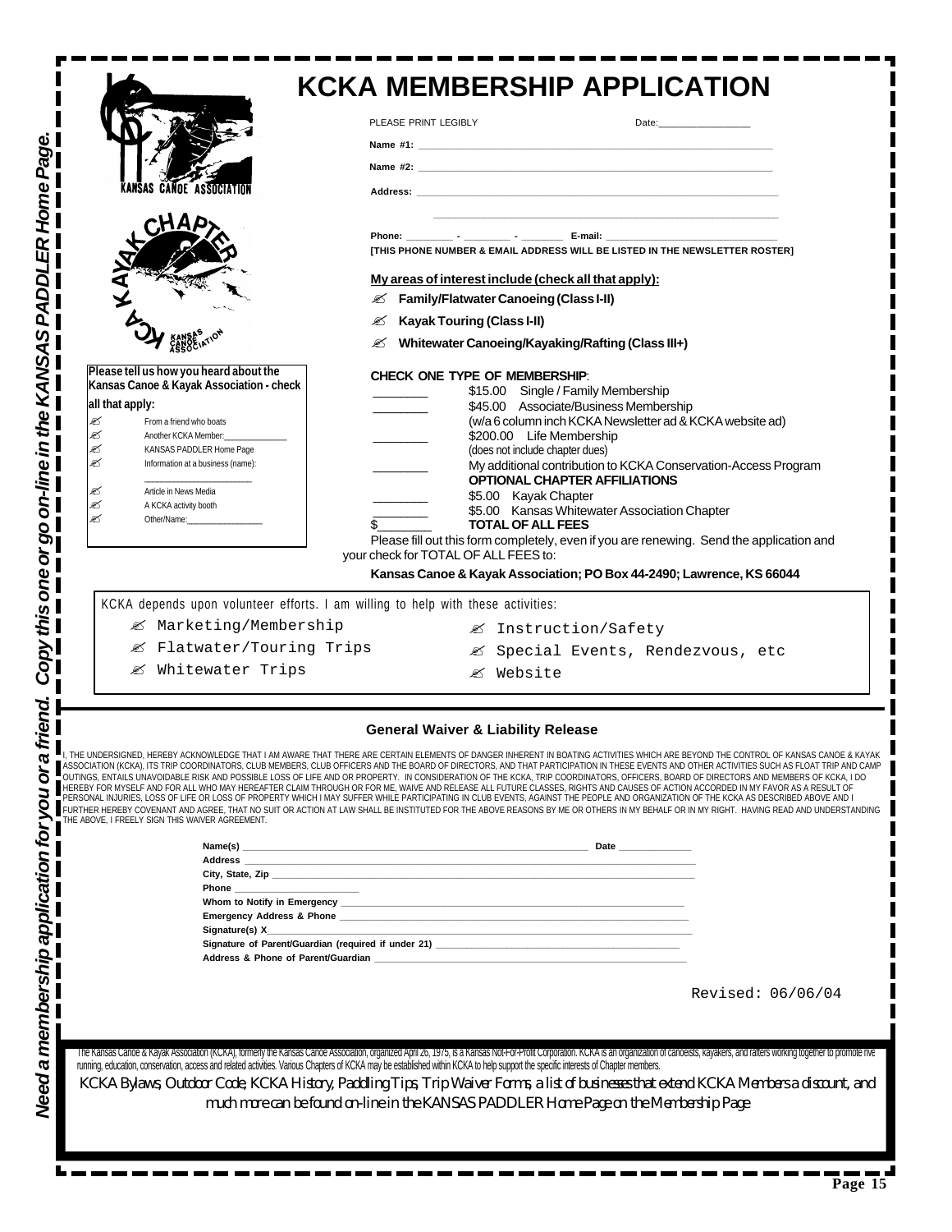*Need a membership application for you or a friend. Copy this one or go on-line in the KANSAS PADDLER Home Page.*

# KCKA MEMBERSHIP APPLICATION

KANSAS CANOE ASSOCIATION

KAYAK CHAPTER KANSAS CANOE ASSOCIATION

PLEASE PRINT LEGIBLY Date:_______________

**Name #1:** ______________________________________________

**Name #2:** ______________________________________________

**Address:** ______________________________________________

______________________________________________

**Phone:** ________ - ________ - ________ **E-mail:** ______________________

**[THIS PHONE NUMBER & EMAIL ADDRESS WILL BE LISTED IN THE NEWSLETTER ROSTER]**

**My areas of interest include (check all that apply):**

- ✍ **Family/Flatwater Canoeing (Class I-II)**
- ✍ **Kayak Touring (Class I-II)**
- ✍ **Whitewater Canoeing/Kayaking/Rafting (Class III+)**

**Please tell us how you heard about the Kansas Canoe & Kayak Association - check all that apply:**

- ✍ From a friend who boats
- ✍ Another KCKA Member:_____________
- ✍ KANSAS PADDLER Home Page
- ✍ Information at a business (name): ____________________
- ✍ Article in News Media
- ✍ A KCKA activity booth
- ✍ Other/Name:_______________

**CHECK ONE TYPE OF MEMBERSHIP**:

| | |
|---|---|
| ________ | $15.00 Single / Family Membership |
| ________ | $45.00 Associate/Business Membership (w/a 6 column inch KCKA Newsletter ad & KCKA website ad) |
| ________ | $200.00 Life Membership (does not include chapter dues) |
| ________ | My additional contribution to KCKA Conservation-Access Program |
| | **OPTIONAL CHAPTER AFFILIATIONS** |
| ________ | $5.00 Kayak Chapter |
| ________ | $5.00 Kansas Whitewater Association Chapter |
| $________ | **TOTAL OF ALL FEES** |

Please fill out this form completely, even if you are renewing. Send the application and your check for TOTAL OF ALL FEES to:

**Kansas Canoe & Kayak Association; PO Box 44-2490; Lawrence, KS 66044**

KCKA depends upon volunteer efforts. I am willing to help with these activities:

- ✍ Marketing/Membership
- ✍ Flatwater/Touring Trips
- ✍ Whitewater Trips
- ✍ Instruction/Safety
- ✍ Special Events, Rendezvous, etc
- ✍ Website

## General Waiver & Liability Release

I, THE UNDERSIGNED, HEREBY ACKNOWLEDGE THAT I AM AWARE THAT THERE ARE CERTAIN ELEMENTS OF DANGER INHERENT IN BOATING ACTIVITIES WHICH ARE BEYOND THE CONTROL OF KANSAS CANOE & KAYAK ASSOCIATION (KCKA), ITS TRIP COORDINATORS, CLUB MEMBERS, CLUB OFFICERS AND THE BOARD OF DIRECTORS, AND THAT PARTICIPATION IN THESE EVENTS AND OTHER ACTIVITIES SUCH AS FLOAT TRIP AND CAMP OUTINGS, ENTAILS UNAVOIDABLE RISK AND POSSIBLE LOSS OF LIFE AND OR PROPERTY. IN CONSIDERATION OF THE KCKA, TRIP COORDINATORS, OFFICERS, BOARD OF DIRECTORS AND MEMBERS OF KCKA, I DO HEREBY FOR MYSELF AND FOR ALL WHO MAY HEREAFTER CLAIM THROUGH OR FOR ME, WAIVE AND RELEASE ALL FUTURE CLASSES, RIGHTS AND CAUSES OF ACTION ACCORDED IN MY FAVOR AS A RESULT OF PERSONAL INJURIES, LOSS OF LIFE OR LOSS OF PROPERTY WHICH I MAY SUFFER WHILE PARTICIPATING IN CLUB EVENTS, AGAINST THE PEOPLE AND ORGANIZATION OF THE KCKA AS DESCRIBED ABOVE AND I FURTHER HEREBY COVENANT AND AGREE, THAT NO SUIT OR ACTION AT LAW SHALL BE INSTITUTED FOR THE ABOVE REASONS BY ME OR OTHERS IN MY BEHALF OR IN MY RIGHT. HAVING READ AND UNDERSTANDING THE ABOVE, I FREELY SIGN THIS WAIVER AGREEMENT.

**Name(s)** ______________________________________ **Date** ____________

**Address** ______________________________________________

**City, State, Zip** ______________________________________________

**Phone** ____________________

**Whom to Notify in Emergency** ______________________________________

**Emergency Address & Phone** ______________________________________

**Signature(s) X**______________________________________________

**Signature of Parent/Guardian (required if under 21)** ________________________

**Address & Phone of Parent/Guardian** ______________________________

Revised: 06/06/04

The Kansas Canoe & Kayak Association (KCKA), formerly the Kansas Canoe Association, organized April 26, 1975, is a Kansas Not-For-Profit Corporation. KCKA is an organization of canoeists, kayakers, and rafters working together to promote river running, education, conservation, access and related activities. Various Chapters of KCKA may be established within KCKA to help support the specific interests of Chapter members.

*KCKA Bylaws, Outdoor Code, KCKA History, Paddling Tips, Trip Waiver Forms, a list of businesses that extend KCKA Members a discount, and much more can be found on-line in the KANSAS PADDLER Home Page on the Membership Page*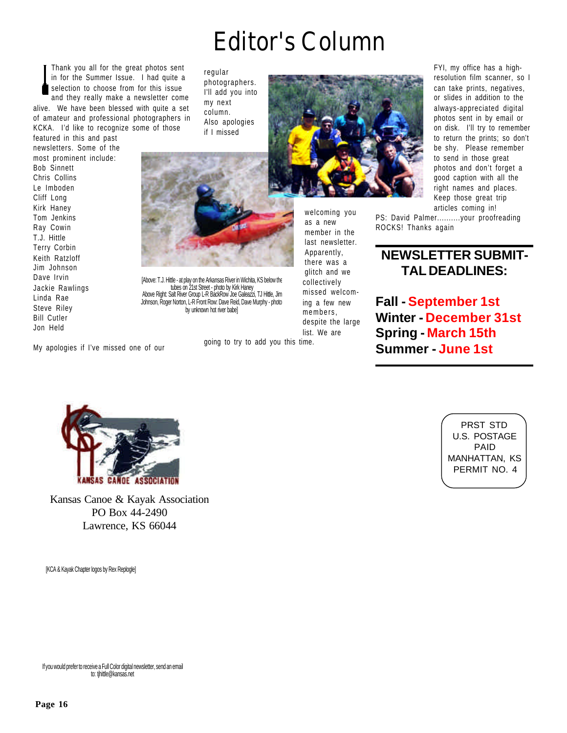# Editor's Column

I Thank you all for the great photos sent in for the Summer Issue. I had quite a selection to choose from for this issue and they really make a newsletter come alive. We have been blessed with quite a set of amateur and professional photographers in KCKA. I'd like to recognize some of those featured in this and past newsletters. Some of the most prominent include:

Bob Sinnett
Chris Collins
Le Imboden
Cliff Long
Kirk Haney
Tom Jenkins
Ray Cowin
T.J. Hittle
Terry Corbin
Keith Ratzloff
Jim Johnson
Dave Irvin
Jackie Rawlings
Linda Rae
Steve Riley
Bill Cutler
Jon Held

My apologies if I've missed one of our regular photographers. I'll add you into my next column. Also apologies if I missed welcoming you as a new member in the last newsletter. Apparently, there was a glitch and we collectively missed welcoming a few new members, despite the large list. We are going to try to add you this time.

[Above: T.J. Hittle - at play on the Arkansas River in Wichita, KS below the tubes on 21st Street - photo by Kirk Haney
Above Right: Salt River Group L-R BackRow Joe Galeazzi, TJ Hittle, Jim Johnson, Roger Norton, L-R Front Row: Dave Reid, Dave Murphy - photo by unknown hot river babe]

FYI, my office has a high-resolution film scanner, so I can take prints, negatives, or slides in addition to the always-appreciated digital photos sent in by email or on disk. I'll try to remember to return the prints; so don't be shy. Please remember to send in those great photos and don't forget a good caption with all the right names and places. Keep those great trip articles coming in!

PS: David Palmer..........your proofreading ROCKS! Thanks again

## NEWSLETTER SUBMITTAL DEADLINES:

**Fall - September 1st**
**Winter - December 31st**
**Spring - March 15th**
**Summer - June 1st**

KANSAS CANOE ASSOCIATION

Kansas Canoe & Kayak Association
PO Box 44-2490
Lawrence, KS 66044

PRST STD
U.S. POSTAGE
PAID
MANHATTAN, KS
PERMIT NO. 4

[KCA & Kayak Chapter logos by Rex Replogle]

If you would prefer to receive a Full Color digital newsletter, send an email to: tjhittle@kansas.net